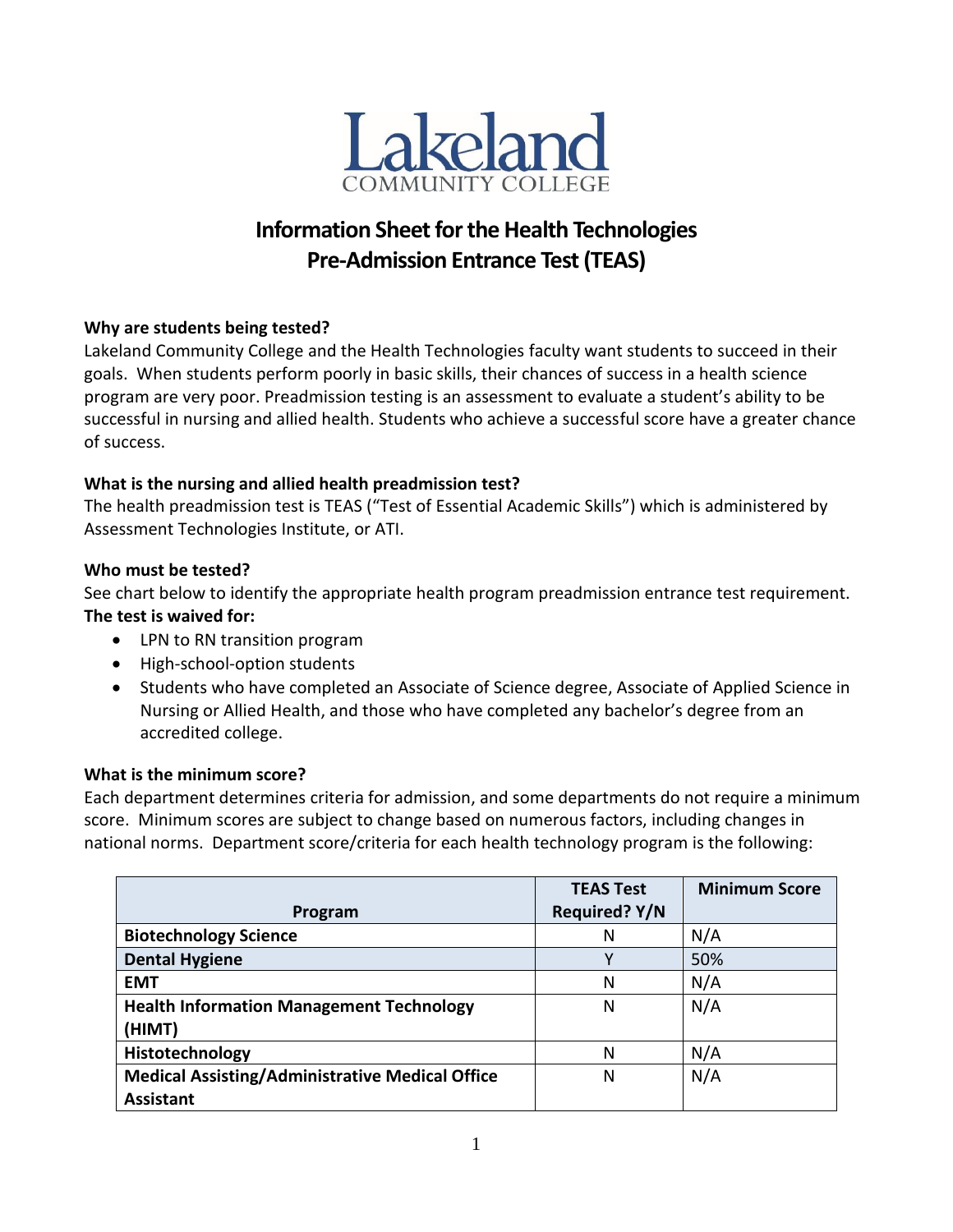Lakeland COMMUNITY COLLEGE

# Information Sheet for the Health Technologies Pre-Admission Entrance Test (TEAS)

**Why are students being tested?**
Lakeland Community College and the Health Technologies faculty want students to succeed in their goals. When students perform poorly in basic skills, their chances of success in a health science program are very poor. Preadmission testing is an assessment to evaluate a student's ability to be successful in nursing and allied health. Students who achieve a successful score have a greater chance of success.

**What is the nursing and allied health preadmission test?**
The health preadmission test is TEAS ("Test of Essential Academic Skills") which is administered by Assessment Technologies Institute, or ATI.

**Who must be tested?**
See chart below to identify the appropriate health program preadmission entrance test requirement.
**The test is waived for:**

- LPN to RN transition program
- High-school-option students
- Students who have completed an Associate of Science degree, Associate of Applied Science in Nursing or Allied Health, and those who have completed any bachelor's degree from an accredited college.

**What is the minimum score?**
Each department determines criteria for admission, and some departments do not require a minimum score. Minimum scores are subject to change based on numerous factors, including changes in national norms. Department score/criteria for each health technology program is the following:

| Program | TEAS Test Required? Y/N | Minimum Score |
|---|---|---|
| **Biotechnology Science** | N | N/A |
| **Dental Hygiene** | Y | 50% |
| **EMT** | N | N/A |
| **Health Information Management Technology (HIMT)** | N | N/A |
| **Histotechnology** | N | N/A |
| **Medical Assisting/Administrative Medical Office Assistant** | N | N/A |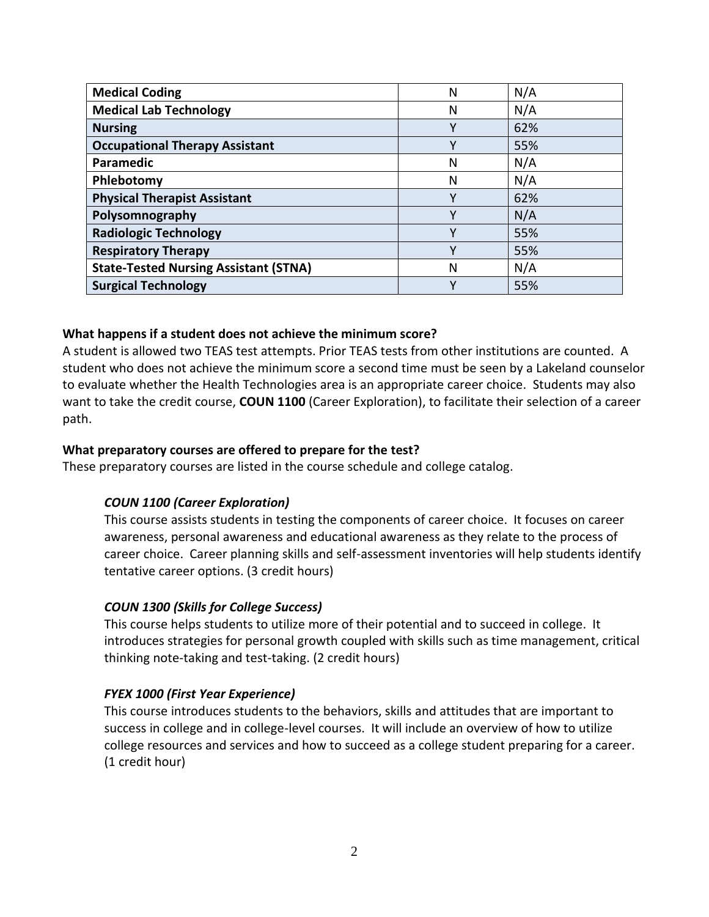| **Medical Coding** | N | N/A |
|---|---|---|
| **Medical Lab Technology** | N | N/A |
| **Nursing** | Y | 62% |
| **Occupational Therapy Assistant** | Y | 55% |
| **Paramedic** | N | N/A |
| **Phlebotomy** | N | N/A |
| **Physical Therapist Assistant** | Y | 62% |
| **Polysomnography** | Y | N/A |
| **Radiologic Technology** | Y | 55% |
| **Respiratory Therapy** | Y | 55% |
| **State-Tested Nursing Assistant (STNA)** | N | N/A |
| **Surgical Technology** | Y | 55% |

**What happens if a student does not achieve the minimum score?**

A student is allowed two TEAS test attempts. Prior TEAS tests from other institutions are counted. A student who does not achieve the minimum score a second time must be seen by a Lakeland counselor to evaluate whether the Health Technologies area is an appropriate career choice. Students may also want to take the credit course, **COUN 1100** (Career Exploration), to facilitate their selection of a career path.

**What preparatory courses are offered to prepare for the test?**

These preparatory courses are listed in the course schedule and college catalog.

***COUN 1100 (Career Exploration)***

This course assists students in testing the components of career choice. It focuses on career awareness, personal awareness and educational awareness as they relate to the process of career choice. Career planning skills and self-assessment inventories will help students identify tentative career options. (3 credit hours)

***COUN 1300 (Skills for College Success)***

This course helps students to utilize more of their potential and to succeed in college. It introduces strategies for personal growth coupled with skills such as time management, critical thinking note-taking and test-taking. (2 credit hours)

***FYEX 1000 (First Year Experience)***

This course introduces students to the behaviors, skills and attitudes that are important to success in college and in college-level courses. It will include an overview of how to utilize college resources and services and how to succeed as a college student preparing for a career. (1 credit hour)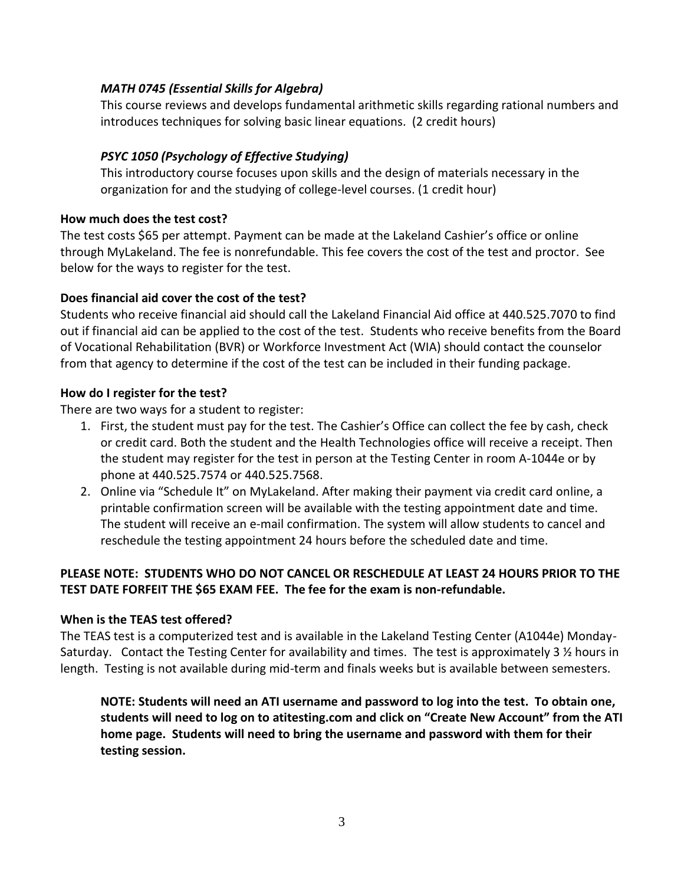*MATH 0745 (Essential Skills for Algebra)*

This course reviews and develops fundamental arithmetic skills regarding rational numbers and introduces techniques for solving basic linear equations. (2 credit hours)

*PSYC 1050 (Psychology of Effective Studying)*

This introductory course focuses upon skills and the design of materials necessary in the organization for and the studying of college-level courses. (1 credit hour)

**How much does the test cost?**

The test costs $65 per attempt. Payment can be made at the Lakeland Cashier's office or online through MyLakeland. The fee is nonrefundable. This fee covers the cost of the test and proctor. See below for the ways to register for the test.

**Does financial aid cover the cost of the test?**

Students who receive financial aid should call the Lakeland Financial Aid office at 440.525.7070 to find out if financial aid can be applied to the cost of the test. Students who receive benefits from the Board of Vocational Rehabilitation (BVR) or Workforce Investment Act (WIA) should contact the counselor from that agency to determine if the cost of the test can be included in their funding package.

**How do I register for the test?**

There are two ways for a student to register:

1. First, the student must pay for the test. The Cashier's Office can collect the fee by cash, check or credit card. Both the student and the Health Technologies office will receive a receipt. Then the student may register for the test in person at the Testing Center in room A-1044e or by phone at 440.525.7574 or 440.525.7568.
2. Online via "Schedule It" on MyLakeland. After making their payment via credit card online, a printable confirmation screen will be available with the testing appointment date and time. The student will receive an e-mail confirmation. The system will allow students to cancel and reschedule the testing appointment 24 hours before the scheduled date and time.

**PLEASE NOTE: STUDENTS WHO DO NOT CANCEL OR RESCHEDULE AT LEAST 24 HOURS PRIOR TO THE TEST DATE FORFEIT THE $65 EXAM FEE. The fee for the exam is non-refundable.**

**When is the TEAS test offered?**

The TEAS test is a computerized test and is available in the Lakeland Testing Center (A1044e) Monday-Saturday. Contact the Testing Center for availability and times. The test is approximately 3 ½ hours in length. Testing is not available during mid-term and finals weeks but is available between semesters.

**NOTE: Students will need an ATI username and password to log into the test. To obtain one, students will need to log on to atitesting.com and click on "Create New Account" from the ATI home page. Students will need to bring the username and password with them for their testing session.**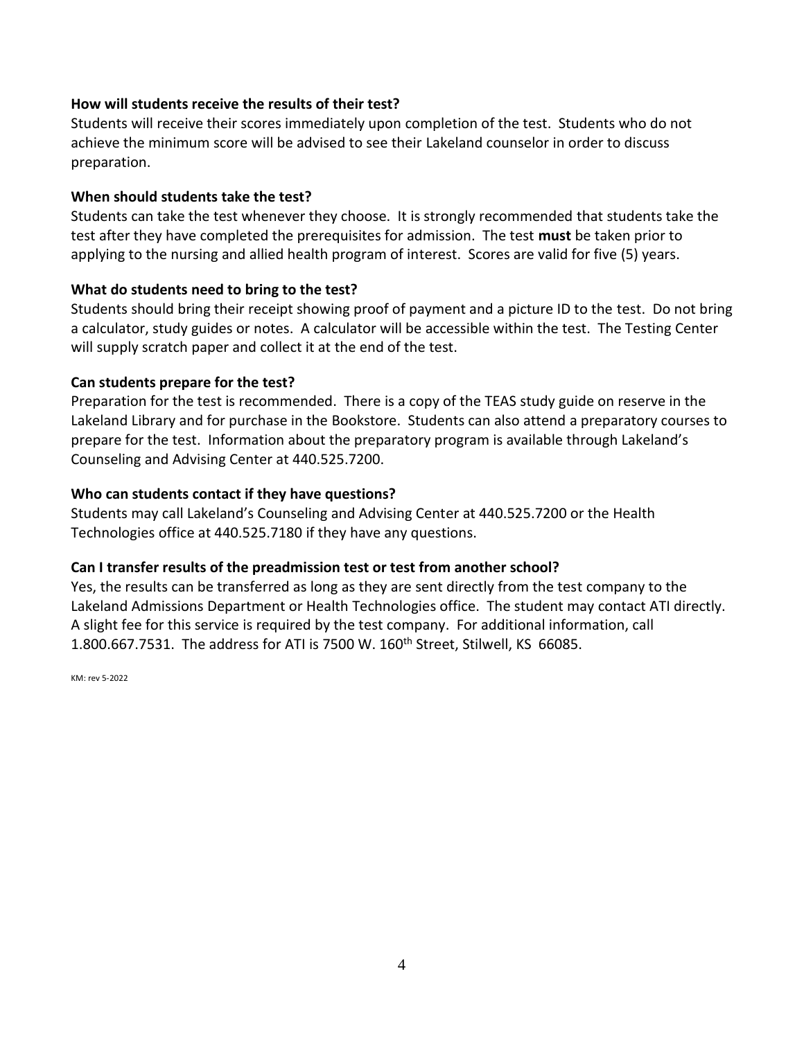**How will students receive the results of their test?**

Students will receive their scores immediately upon completion of the test. Students who do not achieve the minimum score will be advised to see their Lakeland counselor in order to discuss preparation.

**When should students take the test?**

Students can take the test whenever they choose. It is strongly recommended that students take the test after they have completed the prerequisites for admission. The test **must** be taken prior to applying to the nursing and allied health program of interest. Scores are valid for five (5) years.

**What do students need to bring to the test?**

Students should bring their receipt showing proof of payment and a picture ID to the test. Do not bring a calculator, study guides or notes. A calculator will be accessible within the test. The Testing Center will supply scratch paper and collect it at the end of the test.

**Can students prepare for the test?**

Preparation for the test is recommended. There is a copy of the TEAS study guide on reserve in the Lakeland Library and for purchase in the Bookstore. Students can also attend a preparatory courses to prepare for the test. Information about the preparatory program is available through Lakeland's Counseling and Advising Center at 440.525.7200.

**Who can students contact if they have questions?**

Students may call Lakeland's Counseling and Advising Center at 440.525.7200 or the Health Technologies office at 440.525.7180 if they have any questions.

**Can I transfer results of the preadmission test or test from another school?**

Yes, the results can be transferred as long as they are sent directly from the test company to the Lakeland Admissions Department or Health Technologies office. The student may contact ATI directly. A slight fee for this service is required by the test company. For additional information, call 1.800.667.7531. The address for ATI is 7500 W. 160th Street, Stilwell, KS 66085.

KM: rev 5-2022